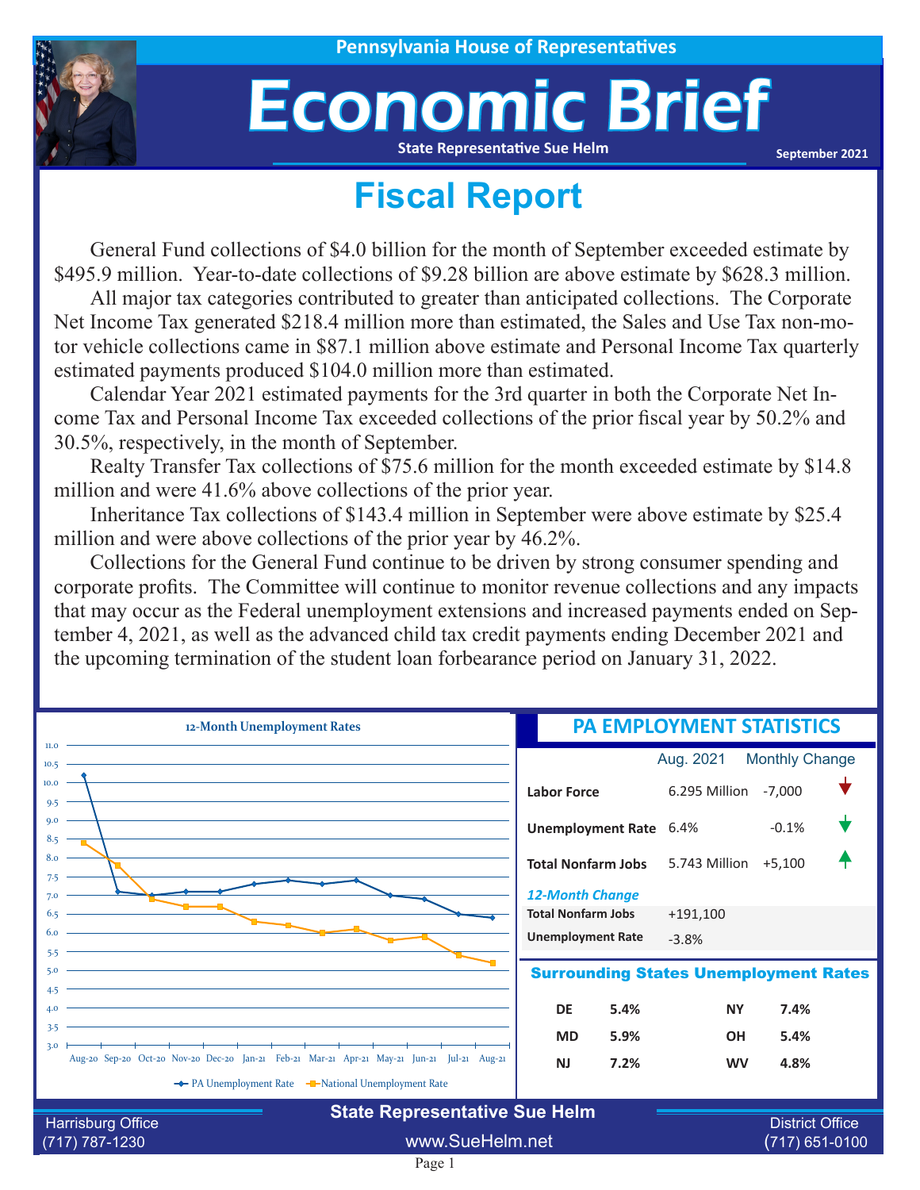Pennsylvania House of Representatives

# Economic Brief

State Representative Sue Helm

September 2021

## Fiscal Report

General Fund collections of $4.0 billion for the month of September exceeded estimate by $495.9 million. Year-to-date collections of $9.28 billion are above estimate by $628.3 million.

All major tax categories contributed to greater than anticipated collections. The Corporate Net Income Tax generated $218.4 million more than estimated, the Sales and Use Tax non-motor vehicle collections came in $87.1 million above estimate and Personal Income Tax quarterly estimated payments produced $104.0 million more than estimated.

Calendar Year 2021 estimated payments for the 3rd quarter in both the Corporate Net Income Tax and Personal Income Tax exceeded collections of the prior fiscal year by 50.2% and 30.5%, respectively, in the month of September.

Realty Transfer Tax collections of $75.6 million for the month exceeded estimate by $14.8 million and were 41.6% above collections of the prior year.

Inheritance Tax collections of $143.4 million in September were above estimate by $25.4 million and were above collections of the prior year by 46.2%.

Collections for the General Fund continue to be driven by strong consumer spending and corporate profits. The Committee will continue to monitor revenue collections and any impacts that may occur as the Federal unemployment extensions and increased payments ended on September 4, 2021, as well as the advanced child tax credit payments ending December 2021 and the upcoming termination of the student loan forbearance period on January 31, 2022.

### 12-Month Unemployment Rates

| Month | PA Unemployment Rate | National Unemployment Rate |
|---|---|---|
| Aug-20 | 10.2 | 8.4 |
| Sep-20 | 7.1 | 7.8 |
| Oct-20 | 7.0 | 6.9 |
| Nov-20 | 7.1 | 6.7 |
| Dec-20 | 7.1 | 6.7 |
| Jan-21 | 7.3 | 6.3 |
| Feb-21 | 7.4 | 6.2 |
| Mar-21 | 7.3 | 6.0 |
| Apr-21 | 7.4 | 6.1 |
| May-21 | 7.0 | 5.8 |
| Jun-21 | 6.9 | 5.9 |
| Jul-21 | 6.5 | 5.4 |
| Aug-21 | 6.4 | 5.2 |

### PA EMPLOYMENT STATISTICS

| | Aug. 2021 | Monthly Change |
|---|---|---|
| **Labor Force** | 6.295 Million | -7,000 |
| **Unemployment Rate** | 6.4% | -0.1% |
| **Total Nonfarm Jobs** | 5.743 Million | +5,100 |

***12-Month Change***

| | |
|---|---|
| **Total Nonfarm Jobs** | +191,100 |
| **Unemployment Rate** | -3.8% |

### Surrounding States Unemployment Rates

| State | Rate | State | Rate |
|---|---|---|---|
| **DE** | **5.4%** | **NY** | **7.4%** |
| **MD** | **5.9%** | **OH** | **5.4%** |
| **NJ** | **7.2%** | **WV** | **4.8%** |

**State Representative Sue Helm**

Harrisburg Office
(717) 787-1230

www.SueHelm.net

District Office
(717) 651-0100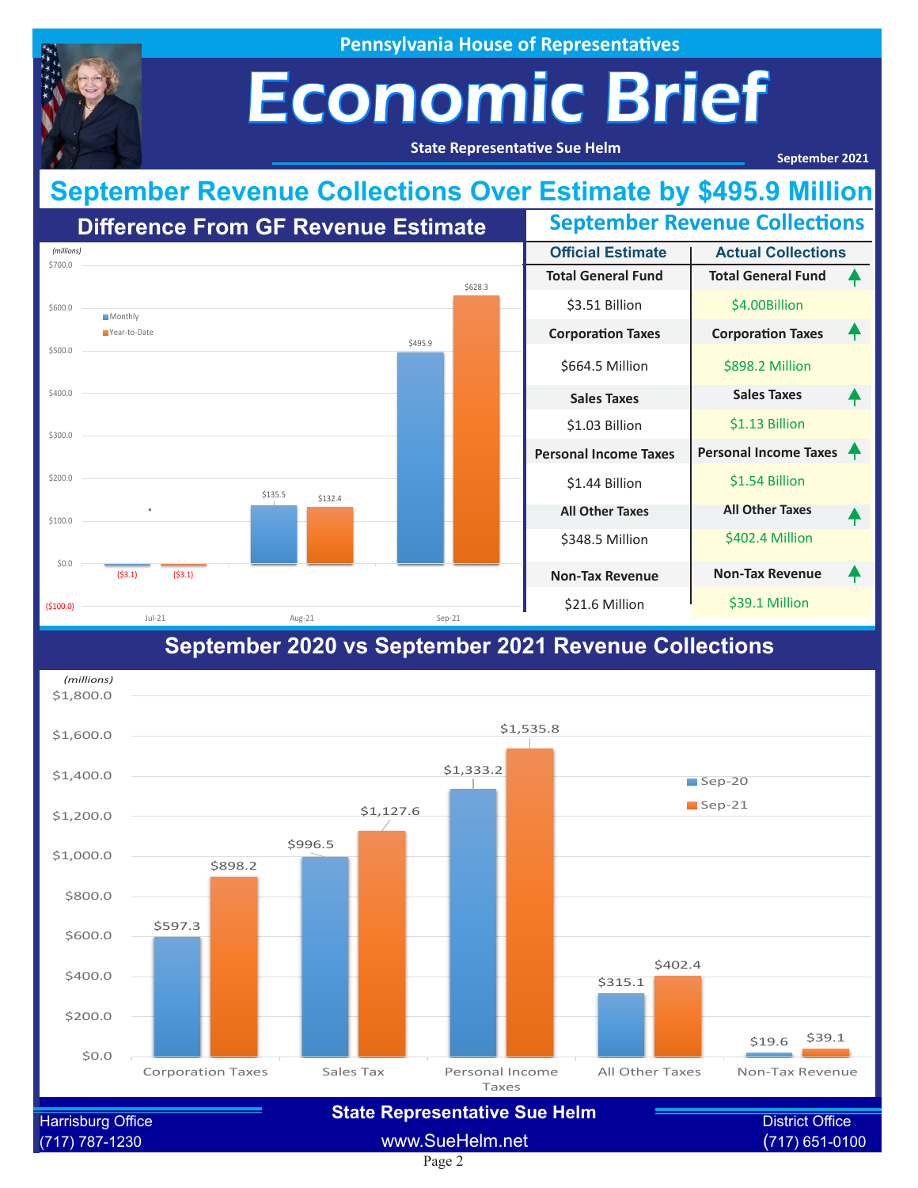Pennsylvania House of Representatives

# Economic Brief

State Representative Sue Helm

September 2021

## September Revenue Collections Over Estimate by $495.9 Million

### Difference From GF Revenue Estimate

(millions)
$700.0
$600.0
$500.0
$400.0
$300.0
$200.0
$100.0
$0.0
($100.0)
Monthly
Year-to-Date
($3.1) ($3.1)
$135.5 $132.4
$495.9 $628.3
Jul-21
Aug-21
Sep-21

### September Revenue Collections

| Official Estimate | Actual Collections |
|---|---|
| **Total General Fund** | **Total General Fund** |
| $3.51 Billion | $4.00Billion |
| **Corporation Taxes** | **Corporation Taxes** |
| $664.5 Million | $898.2 Million |
| **Sales Taxes** | **Sales Taxes** |
| $1.03 Billion | $1.13 Billion |
| **Personal Income Taxes** | **Personal Income Taxes** |
| $1.44 Billion | $1.54 Billion |
| **All Other Taxes** | **All Other Taxes** |
| $348.5 Million | $402.4 Million |
| **Non-Tax Revenue** | **Non-Tax Revenue** |
| $21.6 Million | $39.1 Million |

### September 2020 vs September 2021 Revenue Collections

(millions)
$1,800.0
$1,600.0
$1,400.0
$1,200.0
$1,000.0
$800.0
$600.0
$400.0
$200.0
$0.0
Sep-20
Sep-21
Corporation Taxes: $597.3 $898.2
Sales Tax: $996.5 $1,127.6
Personal Income Taxes: $1,333.2 $1,535.8
All Other Taxes: $315.1 $402.4
Non-Tax Revenue: $19.6 $39.1

**State Representative Sue Helm**

Harrisburg Office
(717) 787-1230

www.SueHelm.net

District Office
(717) 651-0100